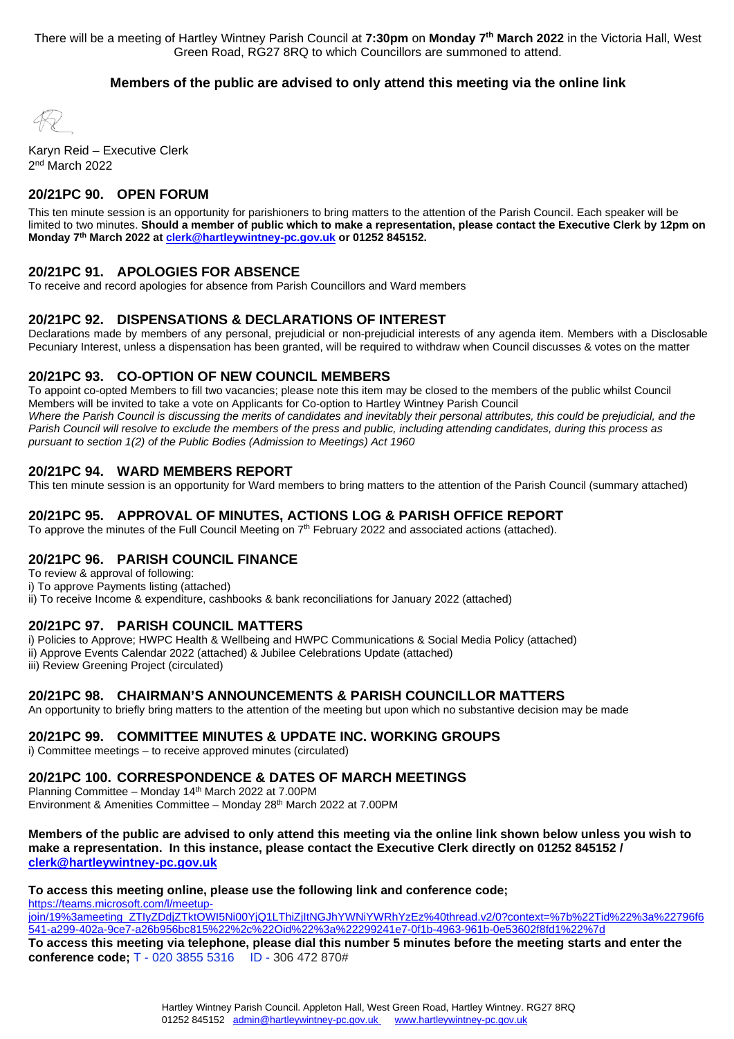There will be a meeting of Hartley Wintney Parish Council at **7:30pm** on **Monday 7th March 2022** in the Victoria Hall, West Green Road, RG27 8RQ to which Councillors are summoned to attend.

**Members of the public are advised to only attend this meeting via the online link**

Karyn Reid – Executive Clerk
2nd March 2022

## 20/21PC 90. OPEN FORUM

This ten minute session is an opportunity for parishioners to bring matters to the attention of the Parish Council. Each speaker will be limited to two minutes. **Should a member of public which to make a representation, please contact the Executive Clerk by 12pm on Monday 7th March 2022 at clerk@hartleywintney-pc.gov.uk or 01252 845152.**

## 20/21PC 91. APOLOGIES FOR ABSENCE

To receive and record apologies for absence from Parish Councillors and Ward members

## 20/21PC 92. DISPENSATIONS & DECLARATIONS OF INTEREST

Declarations made by members of any personal, prejudicial or non-prejudicial interests of any agenda item. Members with a Disclosable Pecuniary Interest, unless a dispensation has been granted, will be required to withdraw when Council discusses & votes on the matter

## 20/21PC 93. CO-OPTION OF NEW COUNCIL MEMBERS

To appoint co-opted Members to fill two vacancies; please note this item may be closed to the members of the public whilst Council Members will be invited to take a vote on Applicants for Co-option to Hartley Wintney Parish Council

*Where the Parish Council is discussing the merits of candidates and inevitably their personal attributes, this could be prejudicial, and the Parish Council will resolve to exclude the members of the press and public, including attending candidates, during this process as pursuant to section 1(2) of the Public Bodies (Admission to Meetings) Act 1960*

## 20/21PC 94. WARD MEMBERS REPORT

This ten minute session is an opportunity for Ward members to bring matters to the attention of the Parish Council (summary attached)

## 20/21PC 95. APPROVAL OF MINUTES, ACTIONS LOG & PARISH OFFICE REPORT

To approve the minutes of the Full Council Meeting on 7th February 2022 and associated actions (attached).

## 20/21PC 96. PARISH COUNCIL FINANCE

To review & approval of following:
i) To approve Payments listing (attached)
ii) To receive Income & expenditure, cashbooks & bank reconciliations for January 2022 (attached)

## 20/21PC 97. PARISH COUNCIL MATTERS

i) Policies to Approve; HWPC Health & Wellbeing and HWPC Communications & Social Media Policy (attached)
ii) Approve Events Calendar 2022 (attached) & Jubilee Celebrations Update (attached)
iii) Review Greening Project (circulated)

## 20/21PC 98. CHAIRMAN'S ANNOUNCEMENTS & PARISH COUNCILLOR MATTERS

An opportunity to briefly bring matters to the attention of the meeting but upon which no substantive decision may be made

## 20/21PC 99. COMMITTEE MINUTES & UPDATE INC. WORKING GROUPS

i) Committee meetings – to receive approved minutes (circulated)

## 20/21PC 100. CORRESPONDENCE & DATES OF MARCH MEETINGS

Planning Committee – Monday 14th March 2022 at 7.00PM
Environment & Amenities Committee – Monday 28th March 2022 at 7.00PM

**Members of the public are advised to only attend this meeting via the online link shown below unless you wish to make a representation. In this instance, please contact the Executive Clerk directly on 01252 845152 / clerk@hartleywintney-pc.gov.uk**

**To access this meeting online, please use the following link and conference code;**
https://teams.microsoft.com/l/meetup-join/19%3ameeting_ZTIyZDdjZTktOWI5Ni00YjQ1LThiZjItNGJhYWNiYWRhYzEz%40thread.v2/0?context=%7b%22Tid%22%3a%22796f6541-a299-402a-9ce7-a26b956bc815%22%2c%22Oid%22%3a%22299241e7-0f1b-4963-961b-0e53602f8fd1%22%7d
**To access this meeting via telephone, please dial this number 5 minutes before the meeting starts and enter the conference code;** T - 020 3855 5316 ID - 306 472 870#

Hartley Wintney Parish Council. Appleton Hall, West Green Road, Hartley Wintney. RG27 8RQ
01252 845152 admin@hartleywintney-pc.gov.uk www.hartleywintney-pc.gov.uk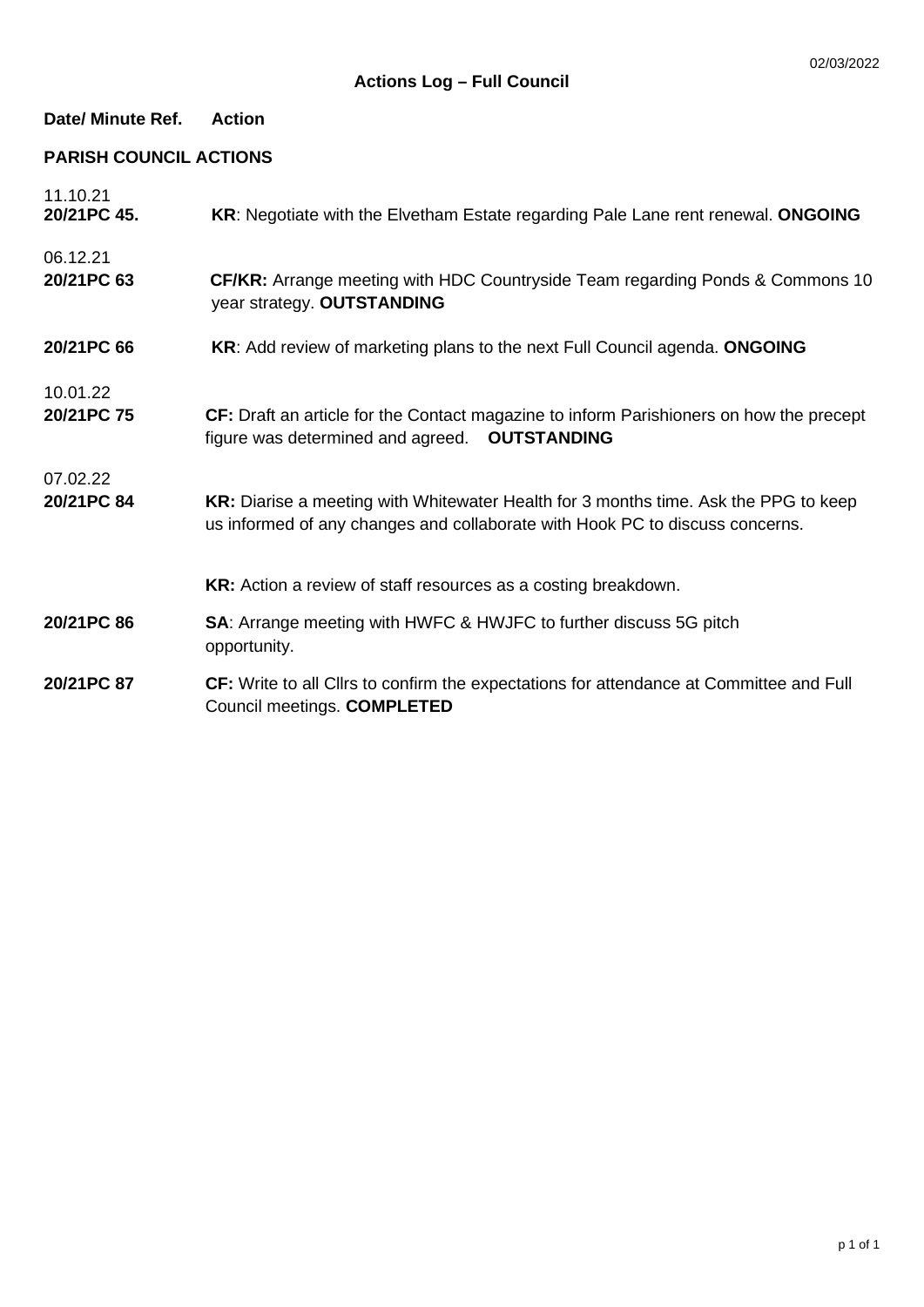02/03/2022

# Actions Log – Full Council

| Date/ Minute Ref. | Action |
|---|---|
| **PARISH COUNCIL ACTIONS** | |
| 11.10.21 | |
| **20/21PC 45.** | **KR**: Negotiate with the Elvetham Estate regarding Pale Lane rent renewal. **ONGOING** |
| 06.12.21 | |
| **20/21PC 63** | **CF/KR:** Arrange meeting with HDC Countryside Team regarding Ponds & Commons 10 year strategy. **OUTSTANDING** |
| **20/21PC 66** | **KR**: Add review of marketing plans to the next Full Council agenda. **ONGOING** |
| 10.01.22 | |
| **20/21PC 75** | **CF:** Draft an article for the Contact magazine to inform Parishioners on how the precept figure was determined and agreed. **OUTSTANDING** |
| 07.02.22 | |
| **20/21PC 84** | **KR:** Diarise a meeting with Whitewater Health for 3 months time. Ask the PPG to keep us informed of any changes and collaborate with Hook PC to discuss concerns. |
| | **KR:** Action a review of staff resources as a costing breakdown. |
| **20/21PC 86** | **SA**: Arrange meeting with HWFC & HWJFC to further discuss 5G pitch opportunity. |
| **20/21PC 87** | **CF:** Write to all Cllrs to confirm the expectations for attendance at Committee and Full Council meetings. **COMPLETED** |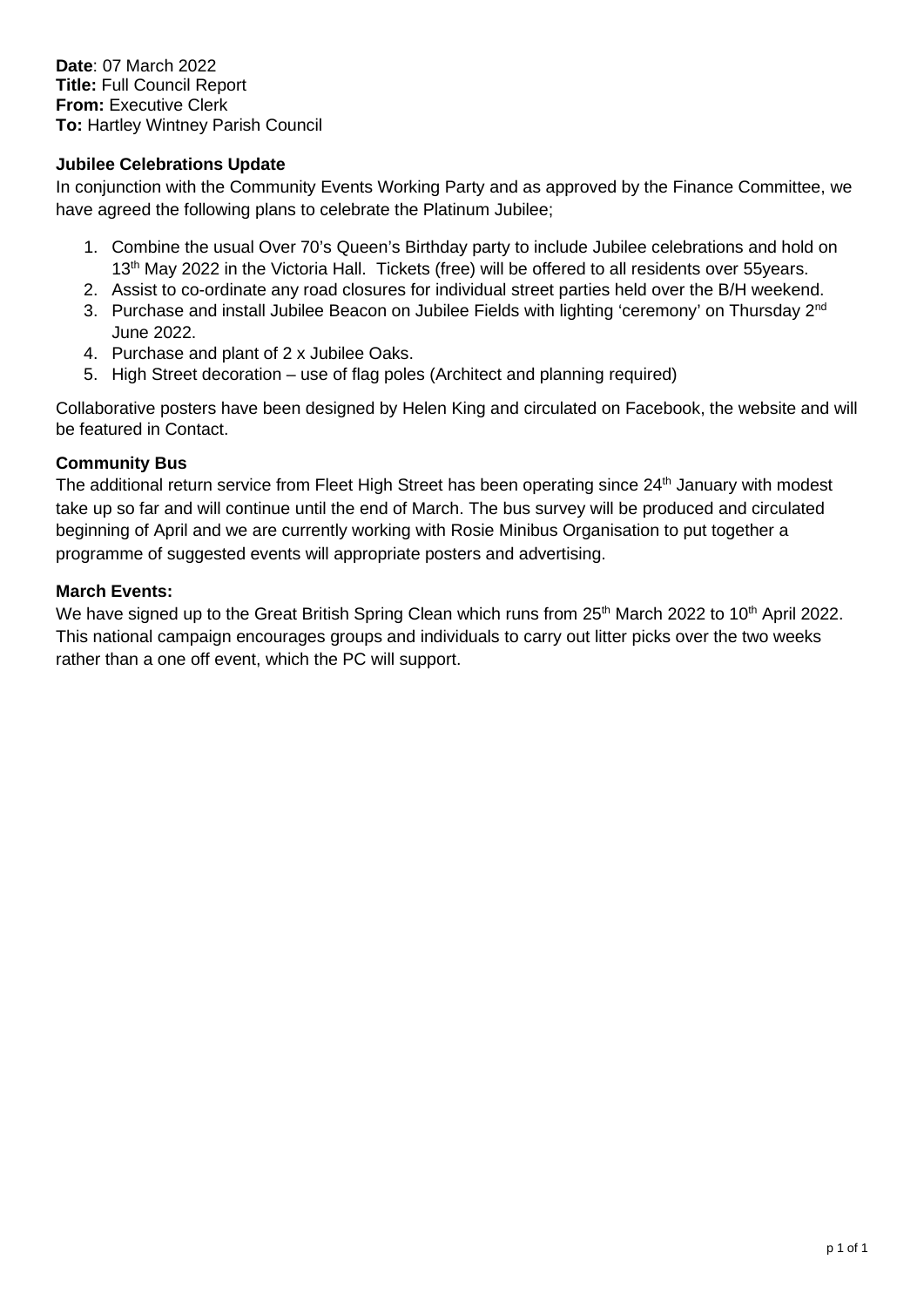**Date**: 07 March 2022
**Title:** Full Council Report
**From:** Executive Clerk
**To:** Hartley Wintney Parish Council

**Jubilee Celebrations Update**

In conjunction with the Community Events Working Party and as approved by the Finance Committee, we have agreed the following plans to celebrate the Platinum Jubilee;

1. Combine the usual Over 70's Queen's Birthday party to include Jubilee celebrations and hold on 13th May 2022 in the Victoria Hall. Tickets (free) will be offered to all residents over 55years.
2. Assist to co-ordinate any road closures for individual street parties held over the B/H weekend.
3. Purchase and install Jubilee Beacon on Jubilee Fields with lighting 'ceremony' on Thursday 2nd June 2022.
4. Purchase and plant of 2 x Jubilee Oaks.
5. High Street decoration – use of flag poles (Architect and planning required)

Collaborative posters have been designed by Helen King and circulated on Facebook, the website and will be featured in Contact.

**Community Bus**

The additional return service from Fleet High Street has been operating since 24th January with modest take up so far and will continue until the end of March. The bus survey will be produced and circulated beginning of April and we are currently working with Rosie Minibus Organisation to put together a programme of suggested events will appropriate posters and advertising.

**March Events:**

We have signed up to the Great British Spring Clean which runs from 25th March 2022 to 10th April 2022. This national campaign encourages groups and individuals to carry out litter picks over the two weeks rather than a one off event, which the PC will support.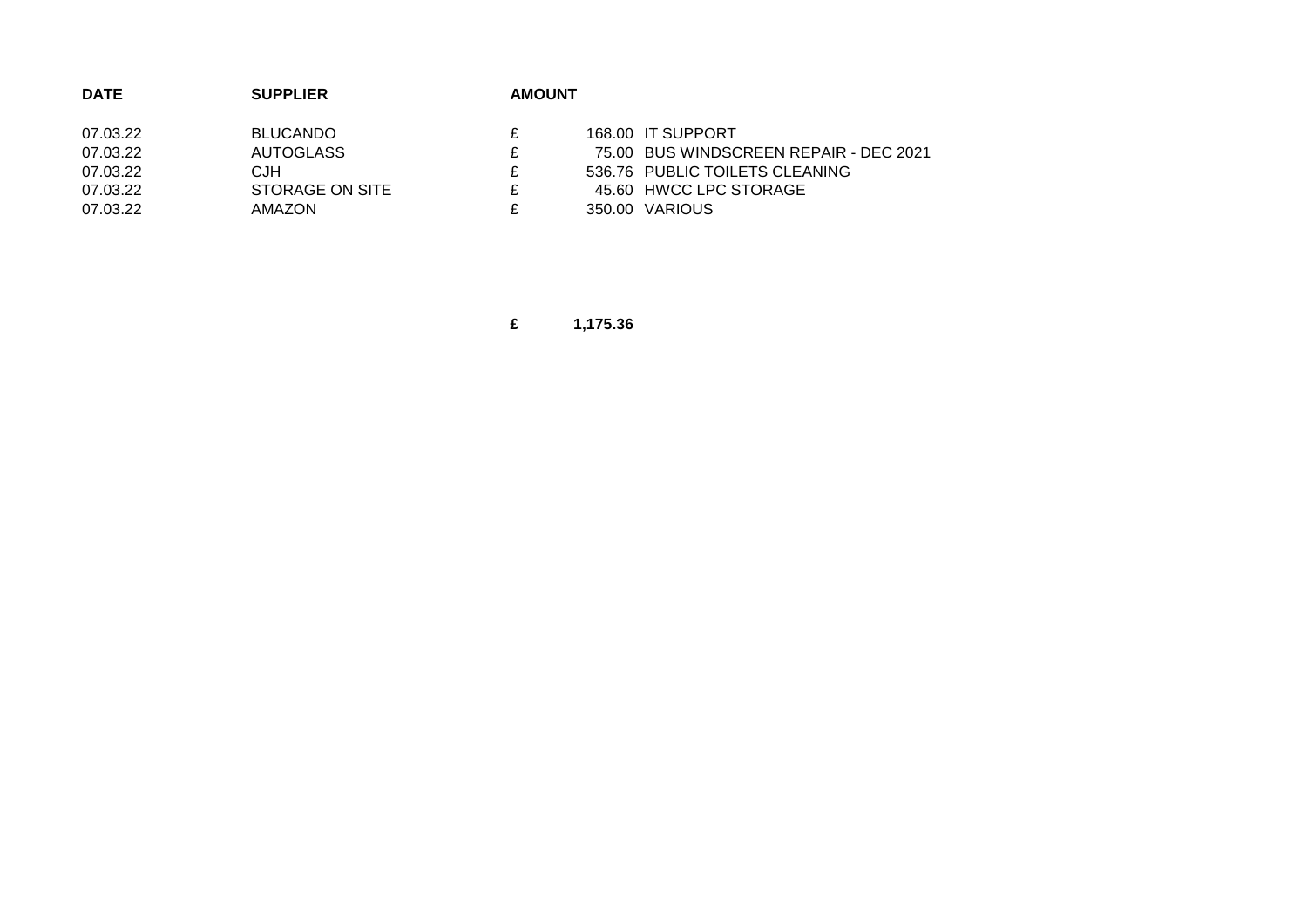| DATE | SUPPLIER | AMOUNT | |
|---|---|---|---|
| 07.03.22 | BLUCANDO | £ 168.00 | IT SUPPORT |
| 07.03.22 | AUTOGLASS | £ 75.00 | BUS WINDSCREEN REPAIR - DEC 2021 |
| 07.03.22 | CJH | £ 536.76 | PUBLIC TOILETS CLEANING |
| 07.03.22 | STORAGE ON SITE | £ 45.60 | HWCC LPC STORAGE |
| 07.03.22 | AMAZON | £ 350.00 | VARIOUS |
| | | **£ 1,175.36** | |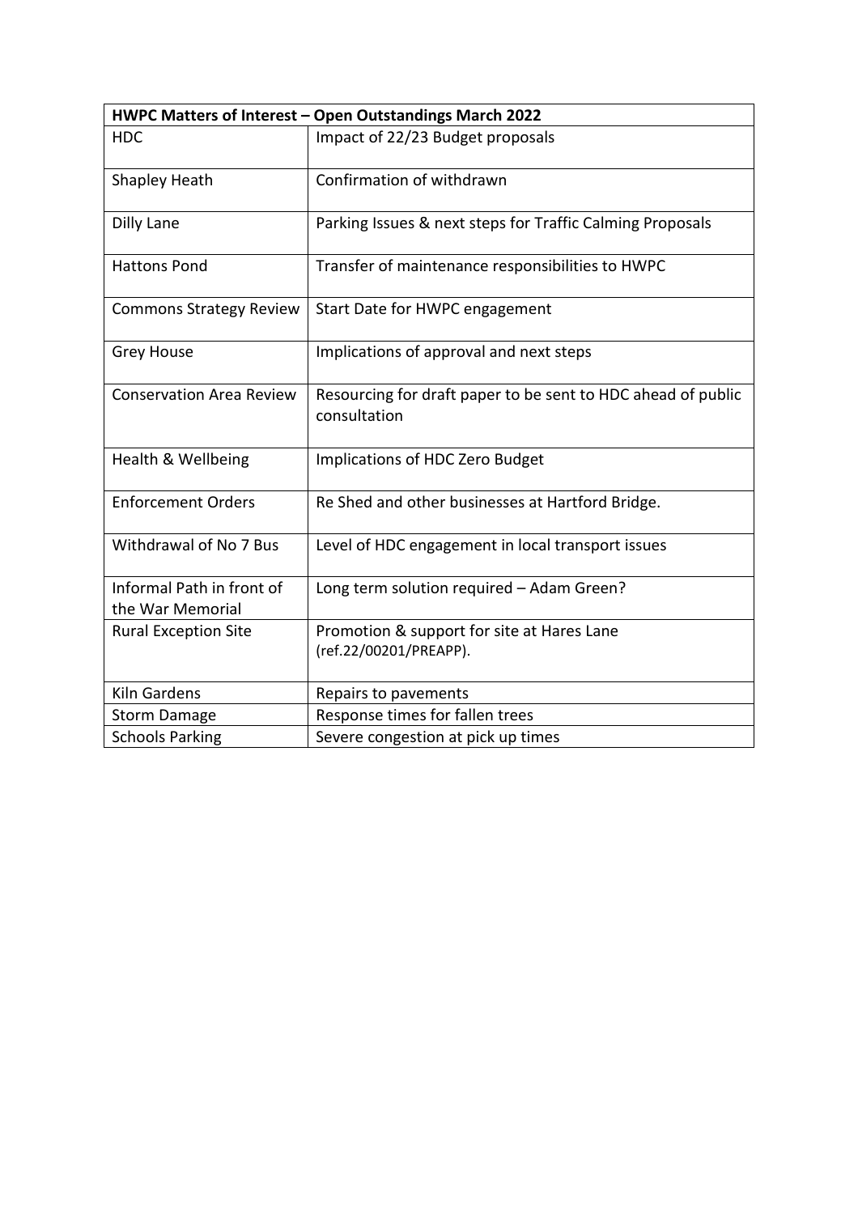| HWPC Matters of Interest – Open Outstandings March 2022 | |
|---|---|
| HDC | Impact of 22/23 Budget proposals |
| Shapley Heath | Confirmation of withdrawn |
| Dilly Lane | Parking Issues & next steps for Traffic Calming Proposals |
| Hattons Pond | Transfer of maintenance responsibilities to HWPC |
| Commons Strategy Review | Start Date for HWPC engagement |
| Grey House | Implications of approval and next steps |
| Conservation Area Review | Resourcing for draft paper to be sent to HDC ahead of public consultation |
| Health & Wellbeing | Implications of HDC Zero Budget |
| Enforcement Orders | Re Shed and other businesses at Hartford Bridge. |
| Withdrawal of No 7 Bus | Level of HDC engagement in local transport issues |
| Informal Path in front of the War Memorial | Long term solution required – Adam Green? |
| Rural Exception Site | Promotion & support for site at Hares Lane (ref.22/00201/PREAPP). |
| Kiln Gardens | Repairs to pavements |
| Storm Damage | Response times for fallen trees |
| Schools Parking | Severe congestion at pick up times |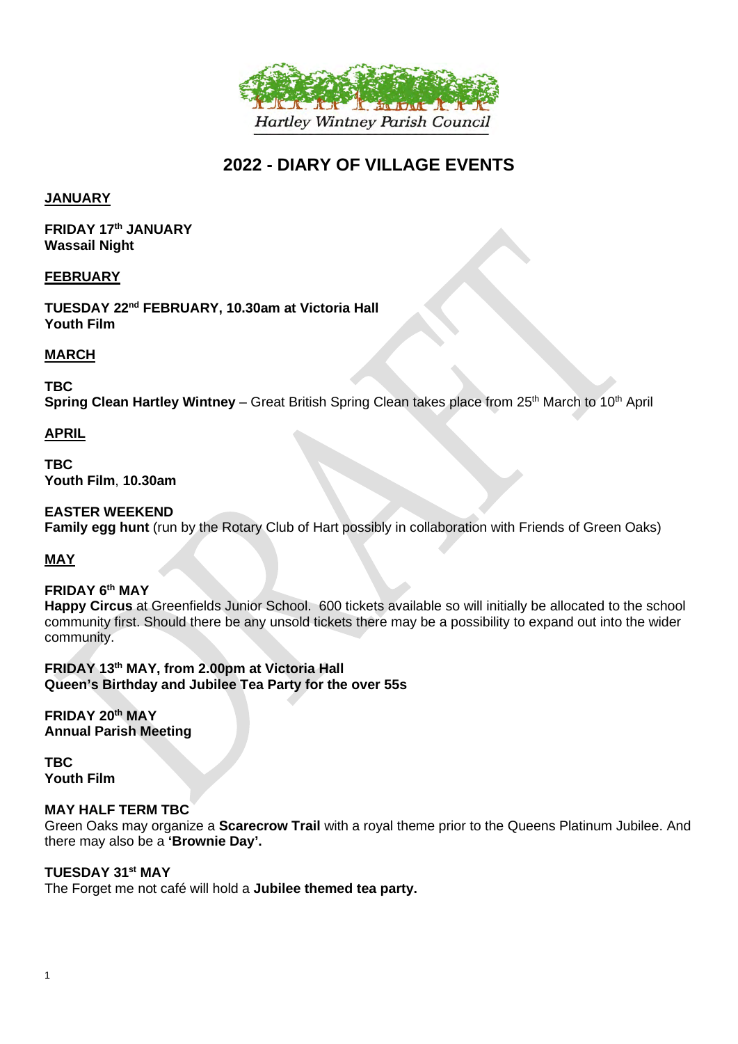Hartley Wintney Parish Council

# 2022 - DIARY OF VILLAGE EVENTS

## JANUARY

**FRIDAY 17th JANUARY**
**Wassail Night**

## FEBRUARY

**TUESDAY 22nd FEBRUARY, 10.30am at Victoria Hall**
**Youth Film**

## MARCH

**TBC**
**Spring Clean Hartley Wintney** – Great British Spring Clean takes place from 25th March to 10th April

## APRIL

**TBC**
**Youth Film**, **10.30am**

**EASTER WEEKEND**
**Family egg hunt** (run by the Rotary Club of Hart possibly in collaboration with Friends of Green Oaks)

## MAY

**FRIDAY 6th MAY**
**Happy Circus** at Greenfields Junior School. 600 tickets available so will initially be allocated to the school community first. Should there be any unsold tickets there may be a possibility to expand out into the wider community.

**FRIDAY 13th MAY, from 2.00pm at Victoria Hall**
**Queen's Birthday and Jubilee Tea Party for the over 55s**

**FRIDAY 20th MAY**
**Annual Parish Meeting**

**TBC**
**Youth Film**

**MAY HALF TERM TBC**
Green Oaks may organize a **Scarecrow Trail** with a royal theme prior to the Queens Platinum Jubilee. And there may also be a **'Brownie Day'.**

**TUESDAY 31st MAY**
The Forget me not café will hold a **Jubilee themed tea party.**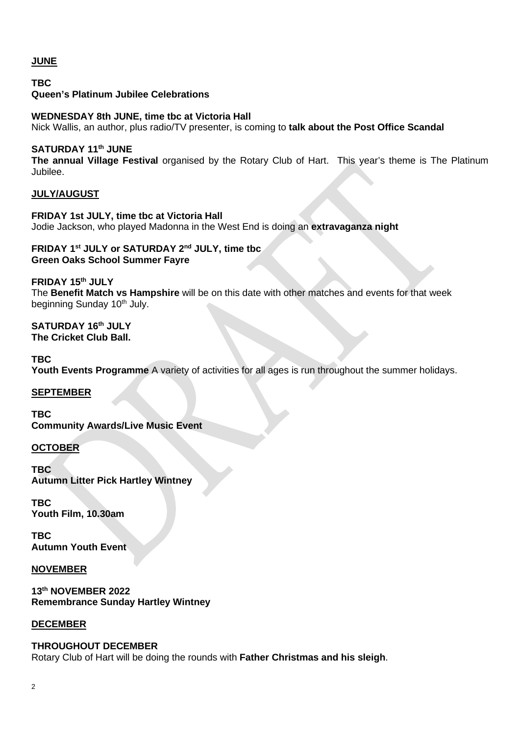**<u>JUNE</u>**

**TBC**
**Queen's Platinum Jubilee Celebrations**

**WEDNESDAY 8th JUNE, time tbc at Victoria Hall**
Nick Wallis, an author, plus radio/TV presenter, is coming to **talk about the Post Office Scandal**

**SATURDAY 11th JUNE**
**The annual Village Festival** organised by the Rotary Club of Hart. This year's theme is The Platinum Jubilee.

**<u>JULY/AUGUST</u>**

**FRIDAY 1st JULY, time tbc at Victoria Hall**
Jodie Jackson, who played Madonna in the West End is doing an **extravaganza night**

**FRIDAY 1st JULY or SATURDAY 2nd JULY, time tbc**
**Green Oaks School Summer Fayre**

**FRIDAY 15th JULY**
The **Benefit Match vs Hampshire** will be on this date with other matches and events for that week beginning Sunday 10th July.

**SATURDAY 16th JULY**
**The Cricket Club Ball.**

**TBC**
**Youth Events Programme** A variety of activities for all ages is run throughout the summer holidays.

**<u>SEPTEMBER</u>**

**TBC**
**Community Awards/Live Music Event**

**<u>OCTOBER</u>**

**TBC**
**Autumn Litter Pick Hartley Wintney**

**TBC**
**Youth Film, 10.30am**

**TBC**
**Autumn Youth Event**

**<u>NOVEMBER</u>**

**13th NOVEMBER 2022**
**Remembrance Sunday Hartley Wintney**

**<u>DECEMBER</u>**

**THROUGHOUT DECEMBER**
Rotary Club of Hart will be doing the rounds with **Father Christmas and his sleigh**.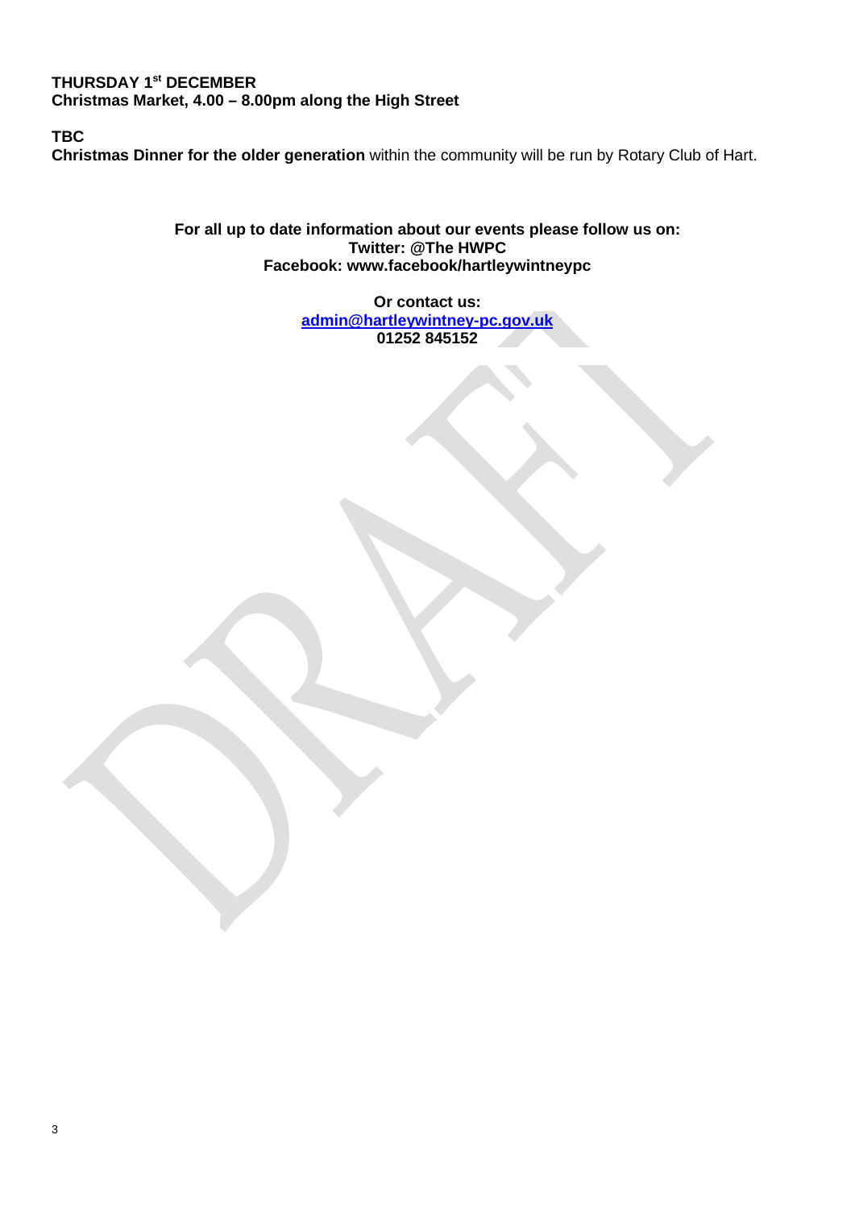**THURSDAY 1st DECEMBER**
**Christmas Market, 4.00 – 8.00pm along the High Street**

**TBC**
**Christmas Dinner for the older generation** within the community will be run by Rotary Club of Hart.

**For all up to date information about our events please follow us on:**
**Twitter: @The HWPC**
**Facebook: www.facebook/hartleywintneypc**

**Or contact us:**
**admin@hartleywintney-pc.gov.uk**
**01252 845152**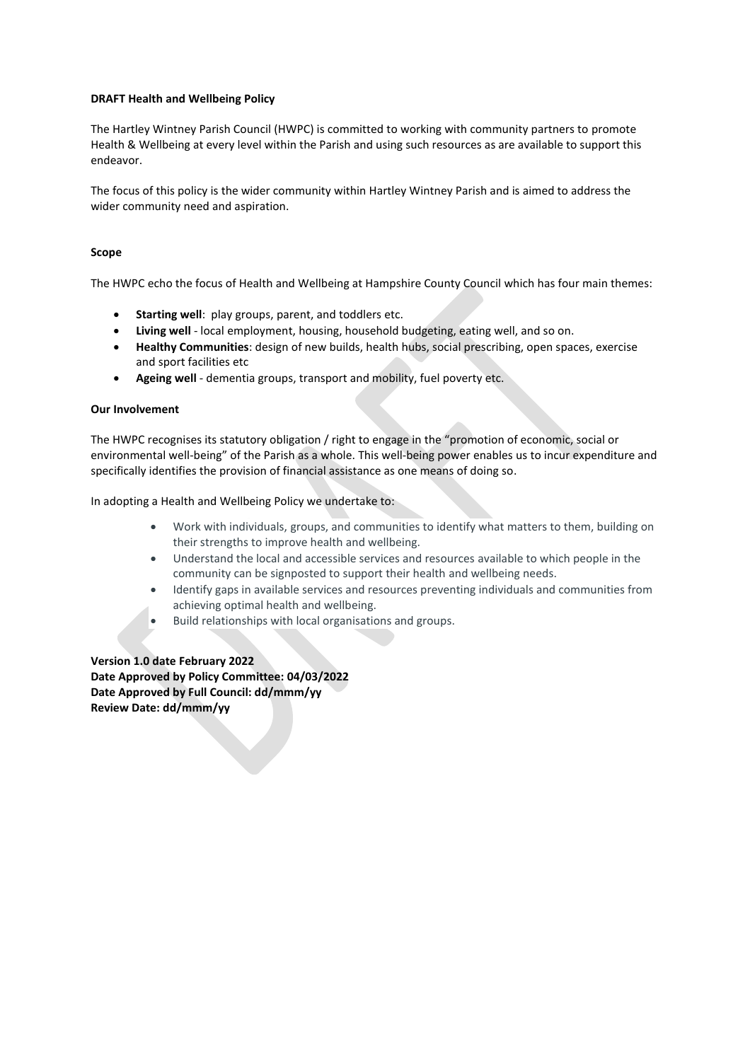**DRAFT Health and Wellbeing Policy**

The Hartley Wintney Parish Council (HWPC) is committed to working with community partners to promote Health & Wellbeing at every level within the Parish and using such resources as are available to support this endeavor.

The focus of this policy is the wider community within Hartley Wintney Parish and is aimed to address the wider community need and aspiration.

**Scope**

The HWPC echo the focus of Health and Wellbeing at Hampshire County Council which has four main themes:

- **Starting well**: play groups, parent, and toddlers etc.
- **Living well** - local employment, housing, household budgeting, eating well, and so on.
- **Healthy Communities**: design of new builds, health hubs, social prescribing, open spaces, exercise and sport facilities etc
- **Ageing well** - dementia groups, transport and mobility, fuel poverty etc.

**Our Involvement**

The HWPC recognises its statutory obligation / right to engage in the "promotion of economic, social or environmental well-being" of the Parish as a whole. This well-being power enables us to incur expenditure and specifically identifies the provision of financial assistance as one means of doing so.

In adopting a Health and Wellbeing Policy we undertake to:

- Work with individuals, groups, and communities to identify what matters to them, building on their strengths to improve health and wellbeing.
- Understand the local and accessible services and resources available to which people in the community can be signposted to support their health and wellbeing needs.
- Identify gaps in available services and resources preventing individuals and communities from achieving optimal health and wellbeing.
- Build relationships with local organisations and groups.

**Version 1.0 date February 2022**
**Date Approved by Policy Committee: 04/03/2022**
**Date Approved by Full Council: dd/mmm/yy**
**Review Date: dd/mmm/yy**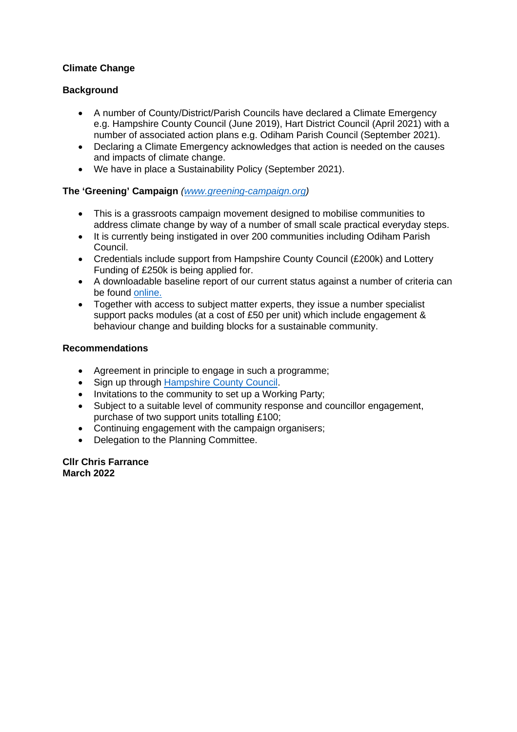**Climate Change**

**Background**

- A number of County/District/Parish Councils have declared a Climate Emergency e.g. Hampshire County Council (June 2019), Hart District Council (April 2021) with a number of associated action plans e.g. Odiham Parish Council (September 2021).
- Declaring a Climate Emergency acknowledges that action is needed on the causes and impacts of climate change.
- We have in place a Sustainability Policy (September 2021).

**The 'Greening' Campaign** *(www.greening-campaign.org)*

- This is a grassroots campaign movement designed to mobilise communities to address climate change by way of a number of small scale practical everyday steps.
- It is currently being instigated in over 200 communities including Odiham Parish Council.
- Credentials include support from Hampshire County Council (£200k) and Lottery Funding of £250k is being applied for.
- A downloadable baseline report of our current status against a number of criteria can be found online.
- Together with access to subject matter experts, they issue a number specialist support packs modules (at a cost of £50 per unit) which include engagement & behaviour change and building blocks for a sustainable community.

**Recommendations**

- Agreement in principle to engage in such a programme;
- Sign up through Hampshire County Council.
- Invitations to the community to set up a Working Party;
- Subject to a suitable level of community response and councillor engagement, purchase of two support units totalling £100;
- Continuing engagement with the campaign organisers;
- Delegation to the Planning Committee.

**Cllr Chris Farrance**
**March 2022**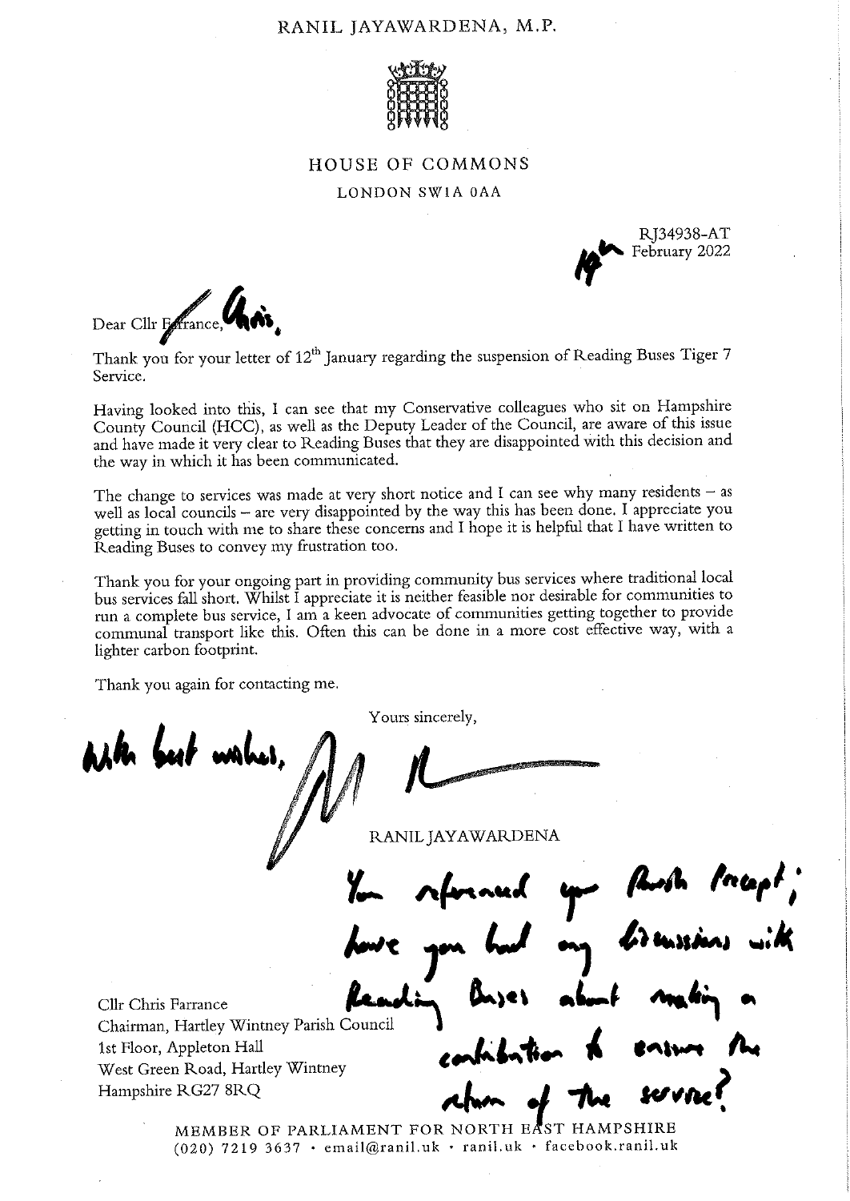RANIL JAYAWARDENA, M.P.

HOUSE OF COMMONS

LONDON SW1A 0AA

RJ34938-AT

14th February 2022

Dear ~~Cllr Farrance~~, Chris,

Thank you for your letter of 12th January regarding the suspension of Reading Buses Tiger 7 Service.

Having looked into this, I can see that my Conservative colleagues who sit on Hampshire County Council (HCC), as well as the Deputy Leader of the Council, are aware of this issue and have made it very clear to Reading Buses that they are disappointed with this decision and the way in which it has been communicated.

The change to services was made at very short notice and I can see why many residents – as well as local councils – are very disappointed by the way this has been done. I appreciate you getting in touch with me to share these concerns and I hope it is helpful that I have written to Reading Buses to convey my frustration too.

Thank you for your ongoing part in providing community bus services where traditional local bus services fall short. Whilst I appreciate it is neither feasible nor desirable for communities to run a complete bus service, I am a keen advocate of communities getting together to provide communal transport like this. Often this can be done in a more cost effective way, with a lighter carbon footprint.

Thank you again for contacting me.

Yours sincerely,

With best wishes,

RANIL JAYAWARDENA

You referenced your Parish Precept; have you had any discussions with Reading Buses about making a contribution to ensure the return of the service?

Cllr Chris Farrance
Chairman, Hartley Wintney Parish Council
1st Floor, Appleton Hall
West Green Road, Hartley Wintney
Hampshire RG27 8RQ

MEMBER OF PARLIAMENT FOR NORTH EAST HAMPSHIRE
(020) 7219 3637 · email@ranil.uk · ranil.uk · facebook.ranil.uk